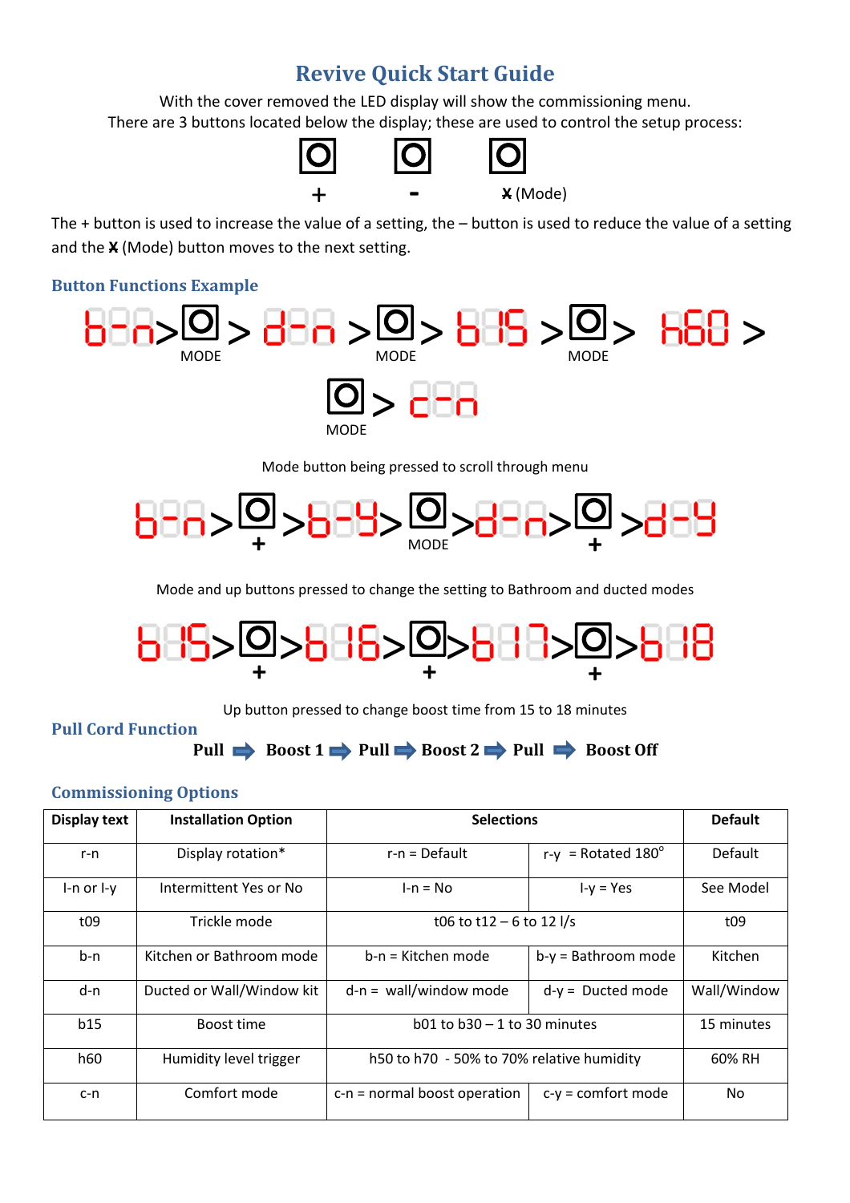# Revive Quick Start Guide

With the cover removed the LED display will show the commissioning menu.
There are 3 buttons located below the display; these are used to control the setup process:

+ - ✘ (Mode)

The + button is used to increase the value of a setting, the – button is used to reduce the value of a setting and the ✘ (Mode) button moves to the next setting.

## Button Functions Example

b-n > MODE > d-n > MODE > b15 > MODE > h60 > MODE > c-n

Mode button being pressed to scroll through menu

b-n > + > b-y > MODE > d-n > + > d-y

Mode and up buttons pressed to change the setting to Bathroom and ducted modes

b15 > + > b16 > + > b17 > + > b18

Up button pressed to change boost time from 15 to 18 minutes

## Pull Cord Function

**Pull ➡ Boost 1 ➡ Pull ➡ Boost 2 ➡ Pull ➡ Boost Off**

## Commissioning Options

| Display text | Installation Option | Selections | | Default |
|---|---|---|---|---|
| r-n | Display rotation* | r-n = Default | r-y = Rotated 180° | Default |
| I-n or I-y | Intermittent Yes or No | I-n = No | I-y = Yes | See Model |
| t09 | Trickle mode | t06 to t12 – 6 to 12 l/s | | t09 |
| b-n | Kitchen or Bathroom mode | b-n = Kitchen mode | b-y = Bathroom mode | Kitchen |
| d-n | Ducted or Wall/Window kit | d-n = wall/window mode | d-y = Ducted mode | Wall/Window |
| b15 | Boost time | b01 to b30 – 1 to 30 minutes | | 15 minutes |
| h60 | Humidity level trigger | h50 to h70 - 50% to 70% relative humidity | | 60% RH |
| c-n | Comfort mode | c-n = normal boost operation | c-y = comfort mode | No |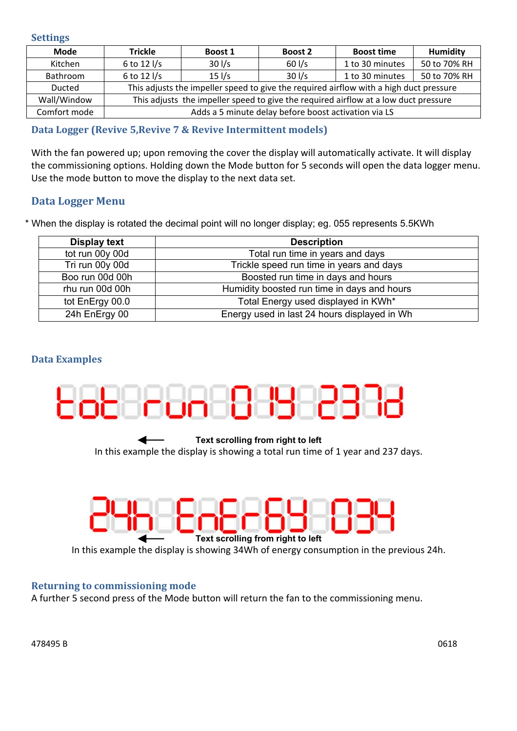## Settings

| Mode | Trickle | Boost 1 | Boost 2 | Boost time | Humidity |
|---|---|---|---|---|---|
| Kitchen | 6 to 12 l/s | 30 l/s | 60 l/s | 1 to 30 minutes | 50 to 70% RH |
| Bathroom | 6 to 12 l/s | 15 l/s | 30 l/s | 1 to 30 minutes | 50 to 70% RH |
| Ducted | This adjusts the impeller speed to give the required airflow with a high duct pressure | | | | |
| Wall/Window | This adjusts the impeller speed to give the required airflow at a low duct pressure | | | | |
| Comfort mode | Adds a 5 minute delay before boost activation via LS | | | | |

## Data Logger (Revive 5,Revive 7 & Revive Intermittent models)

With the fan powered up; upon removing the cover the display will automatically activate. It will display the commissioning options. Holding down the Mode button for 5 seconds will open the data logger menu. Use the mode button to move the display to the next data set.

## Data Logger Menu

* When the display is rotated the decimal point will no longer display; eg. 055 represents 5.5KWh

| Display text | Description |
|---|---|
| tot run 00y 00d | Total run time in years and days |
| Tri run 00y 00d | Trickle speed run time in years and days |
| Boo run 00d 00h | Boosted run time in days and hours |
| rhu run 00d 00h | Humidity boosted run time in days and hours |
| tot EnErgy 00.0 | Total Energy used displayed in KWh* |
| 24h EnErgy 00 | Energy used in last 24 hours displayed in Wh |

## Data Examples

tot run 01y 237d

**Text scrolling from right to left**

In this example the display is showing a total run time of 1 year and 237 days.

24h EnErgy 034

**Text scrolling from right to left**

In this example the display is showing 34Wh of energy consumption in the previous 24h.

## Returning to commissioning mode

A further 5 second press of the Mode button will return the fan to the commissioning menu.

478495 B

0618